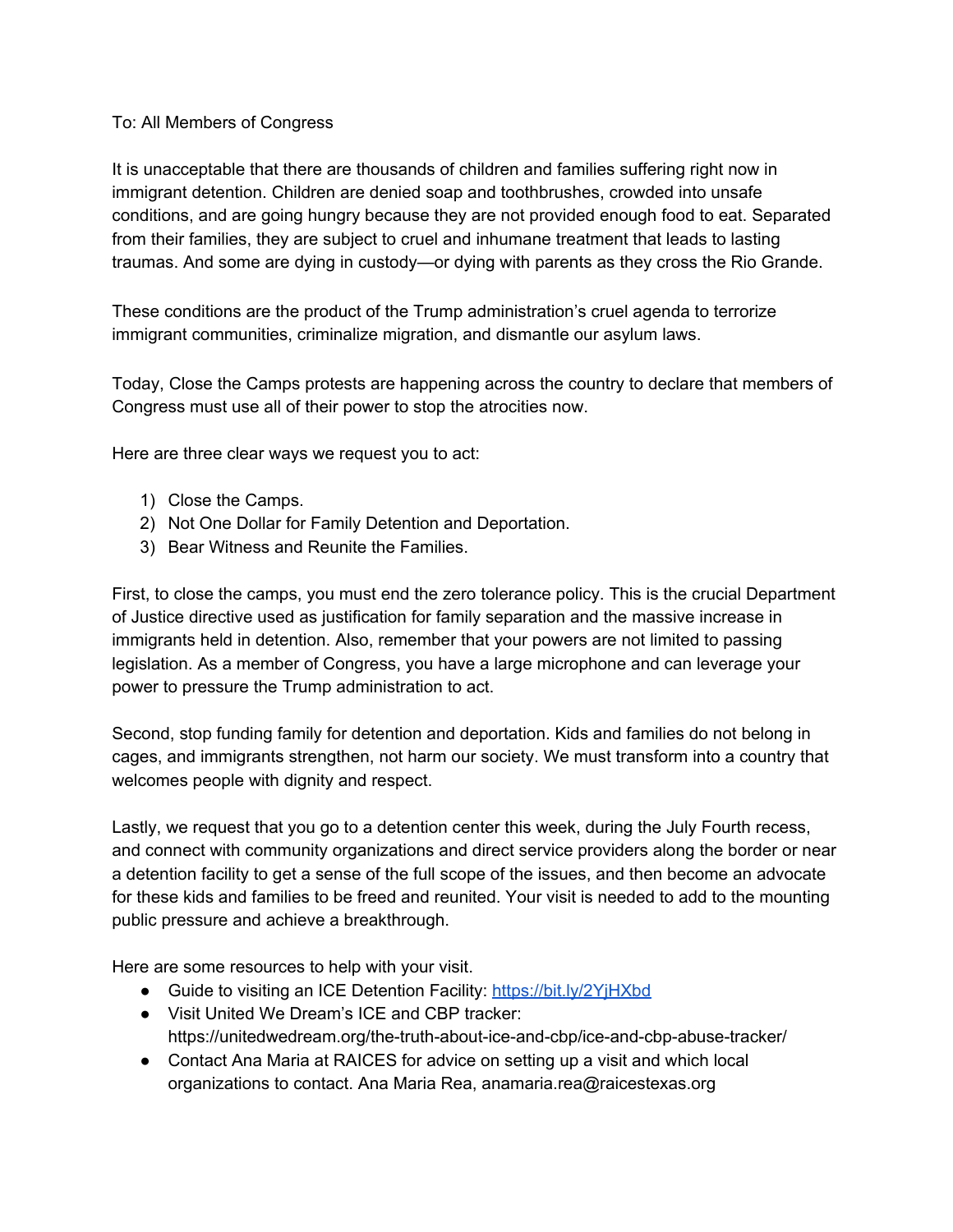To: All Members of Congress

It is unacceptable that there are thousands of children and families suffering right now in immigrant detention. Children are denied soap and toothbrushes, crowded into unsafe conditions, and are going hungry because they are not provided enough food to eat. Separated from their families, they are subject to cruel and inhumane treatment that leads to lasting traumas. And some are dying in custody—or dying with parents as they cross the Rio Grande.

These conditions are the product of the Trump administration's cruel agenda to terrorize immigrant communities, criminalize migration, and dismantle our asylum laws.

Today, Close the Camps protests are happening across the country to declare that members of Congress must use all of their power to stop the atrocities now.

Here are three clear ways we request you to act:

1) Close the Camps.
2) Not One Dollar for Family Detention and Deportation.
3) Bear Witness and Reunite the Families.

First, to close the camps, you must end the zero tolerance policy. This is the crucial Department of Justice directive used as justification for family separation and the massive increase in immigrants held in detention. Also, remember that your powers are not limited to passing legislation. As a member of Congress, you have a large microphone and can leverage your power to pressure the Trump administration to act.

Second, stop funding family for detention and deportation. Kids and families do not belong in cages, and immigrants strengthen, not harm our society. We must transform into a country that welcomes people with dignity and respect.

Lastly, we request that you go to a detention center this week, during the July Fourth recess, and connect with community organizations and direct service providers along the border or near a detention facility to get a sense of the full scope of the issues, and then become an advocate for these kids and families to be freed and reunited. Your visit is needed to add to the mounting public pressure and achieve a breakthrough.

Here are some resources to help with your visit.

- Guide to visiting an ICE Detention Facility: [https://bit.ly/2YjHXbd](https://bit.ly/2YjHXbd)
- Visit United We Dream's ICE and CBP tracker: https://unitedwedream.org/the-truth-about-ice-and-cbp/ice-and-cbp-abuse-tracker/
- Contact Ana Maria at RAICES for advice on setting up a visit and which local organizations to contact. Ana Maria Rea, anamaria.rea@raicestexas.org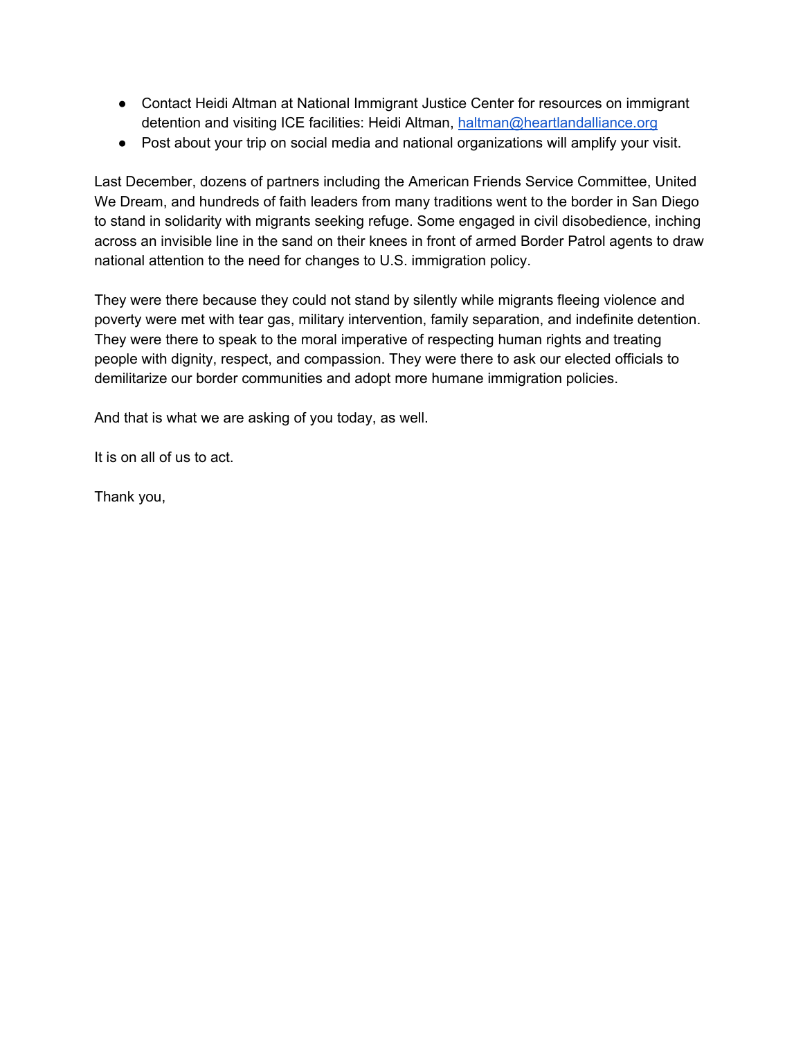- Contact Heidi Altman at National Immigrant Justice Center for resources on immigrant detention and visiting ICE facilities: Heidi Altman, haltman@heartlandalliance.org
- Post about your trip on social media and national organizations will amplify your visit.

Last December, dozens of partners including the American Friends Service Committee, United We Dream, and hundreds of faith leaders from many traditions went to the border in San Diego to stand in solidarity with migrants seeking refuge. Some engaged in civil disobedience, inching across an invisible line in the sand on their knees in front of armed Border Patrol agents to draw national attention to the need for changes to U.S. immigration policy.

They were there because they could not stand by silently while migrants fleeing violence and poverty were met with tear gas, military intervention, family separation, and indefinite detention. They were there to speak to the moral imperative of respecting human rights and treating people with dignity, respect, and compassion. They were there to ask our elected officials to demilitarize our border communities and adopt more humane immigration policies.

And that is what we are asking of you today, as well.

It is on all of us to act.

Thank you,